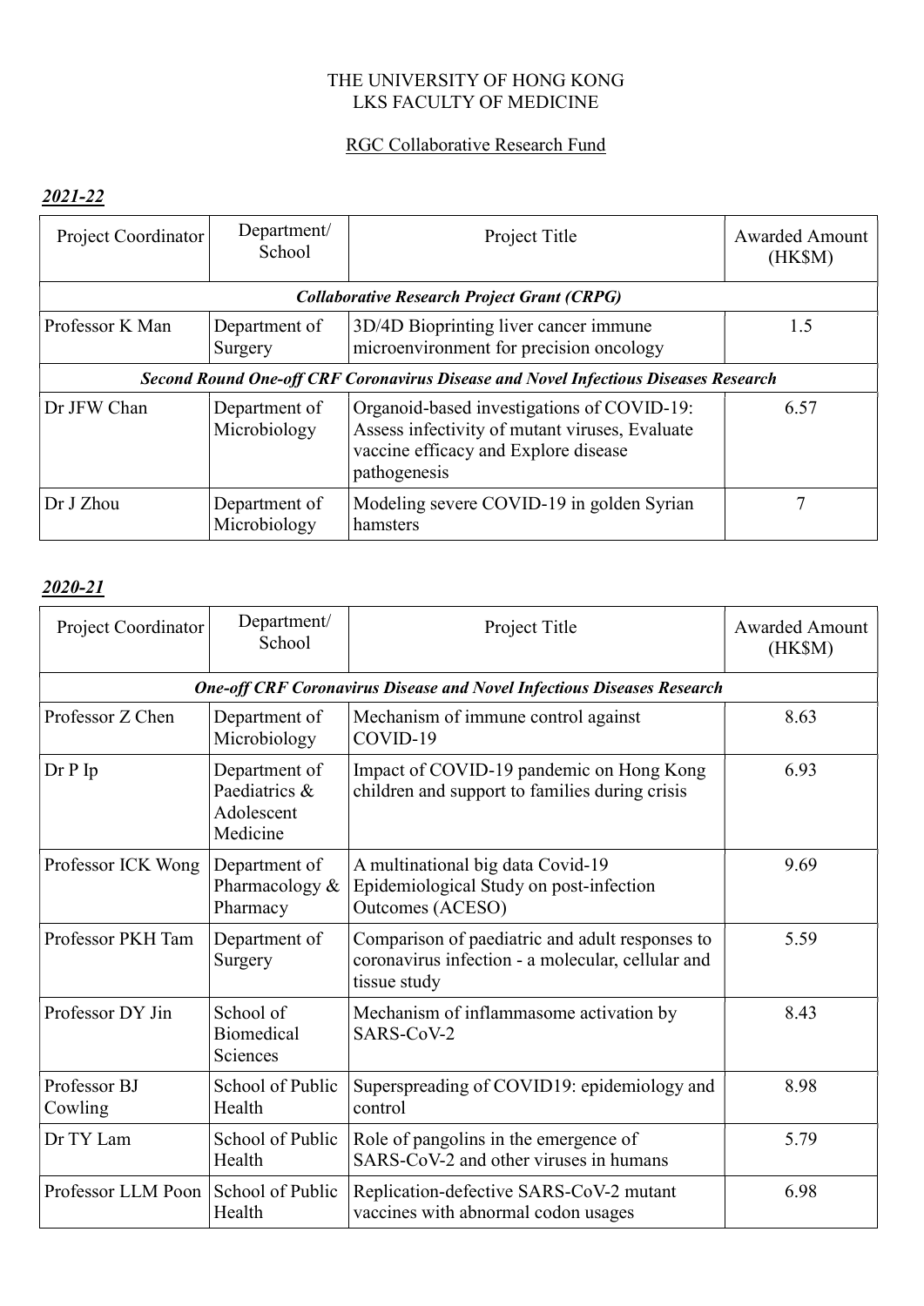# THE UNIVERSITY OF HONG KONG
# LKS FACULTY OF MEDICINE

## RGC Collaborative Research Fund

### *2021-22*

| Project Coordinator | Department/ School | Project Title | Awarded Amount (HK$M) |
|---|---|---|---|
| ***Collaborative Research Project Grant (CRPG)*** | | | |
| Professor K Man | Department of Surgery | 3D/4D Bioprinting liver cancer immune microenvironment for precision oncology | 1.5 |
| ***Second Round One-off CRF Coronavirus Disease and Novel Infectious Diseases Research*** | | | |
| Dr JFW Chan | Department of Microbiology | Organoid-based investigations of COVID-19: Assess infectivity of mutant viruses, Evaluate vaccine efficacy and Explore disease pathogenesis | 6.57 |
| Dr J Zhou | Department of Microbiology | Modeling severe COVID-19 in golden Syrian hamsters | 7 |

### *2020-21*

| Project Coordinator | Department/ School | Project Title | Awarded Amount (HK$M) |
|---|---|---|---|
| ***One-off CRF Coronavirus Disease and Novel Infectious Diseases Research*** | | | |
| Professor Z Chen | Department of Microbiology | Mechanism of immune control against COVID-19 | 8.63 |
| Dr P Ip | Department of Paediatrics & Adolescent Medicine | Impact of COVID-19 pandemic on Hong Kong children and support to families during crisis | 6.93 |
| Professor ICK Wong | Department of Pharmacology & Pharmacy | A multinational big data Covid-19 Epidemiological Study on post-infection Outcomes (ACESO) | 9.69 |
| Professor PKH Tam | Department of Surgery | Comparison of paediatric and adult responses to coronavirus infection - a molecular, cellular and tissue study | 5.59 |
| Professor DY Jin | School of Biomedical Sciences | Mechanism of inflammasome activation by SARS-CoV-2 | 8.43 |
| Professor BJ Cowling | School of Public Health | Superspreading of COVID19: epidemiology and control | 8.98 |
| Dr TY Lam | School of Public Health | Role of pangolins in the emergence of SARS-CoV-2 and other viruses in humans | 5.79 |
| Professor LLM Poon | School of Public Health | Replication-defective SARS-CoV-2 mutant vaccines with abnormal codon usages | 6.98 |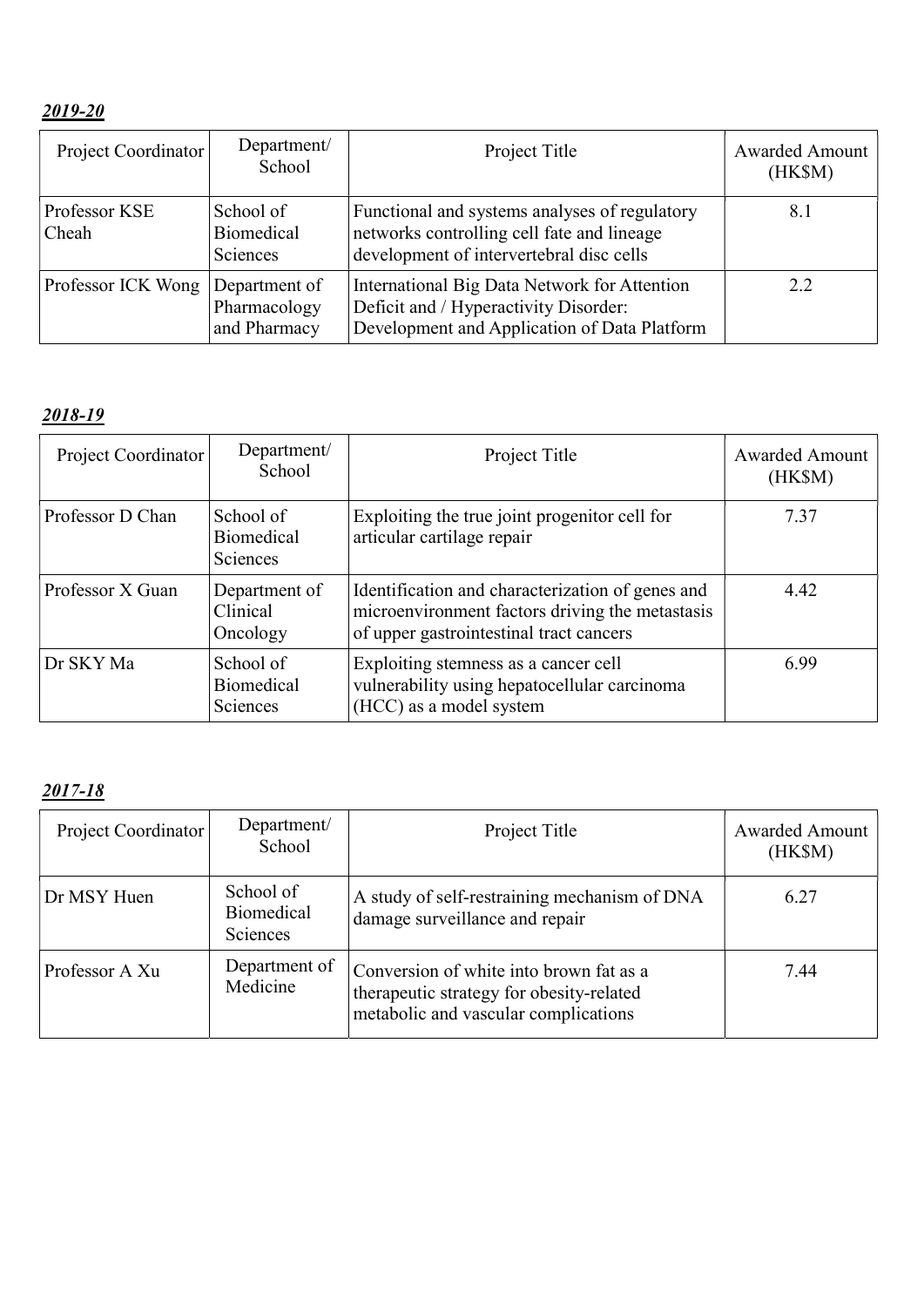***2019-20***

| Project Coordinator | Department/ School | Project Title | Awarded Amount (HK$M) |
|---|---|---|---|
| Professor KSE Cheah | School of Biomedical Sciences | Functional and systems analyses of regulatory networks controlling cell fate and lineage development of intervertebral disc cells | 8.1 |
| Professor ICK Wong | Department of Pharmacology and Pharmacy | International Big Data Network for Attention Deficit and / Hyperactivity Disorder: Development and Application of Data Platform | 2.2 |

***2018-19***

| Project Coordinator | Department/ School | Project Title | Awarded Amount (HK$M) |
|---|---|---|---|
| Professor D Chan | School of Biomedical Sciences | Exploiting the true joint progenitor cell for articular cartilage repair | 7.37 |
| Professor X Guan | Department of Clinical Oncology | Identification and characterization of genes and microenvironment factors driving the metastasis of upper gastrointestinal tract cancers | 4.42 |
| Dr SKY Ma | School of Biomedical Sciences | Exploiting stemness as a cancer cell vulnerability using hepatocellular carcinoma (HCC) as a model system | 6.99 |

***2017-18***

| Project Coordinator | Department/ School | Project Title | Awarded Amount (HK$M) |
|---|---|---|---|
| Dr MSY Huen | School of Biomedical Sciences | A study of self-restraining mechanism of DNA damage surveillance and repair | 6.27 |
| Professor A Xu | Department of Medicine | Conversion of white into brown fat as a therapeutic strategy for obesity-related metabolic and vascular complications | 7.44 |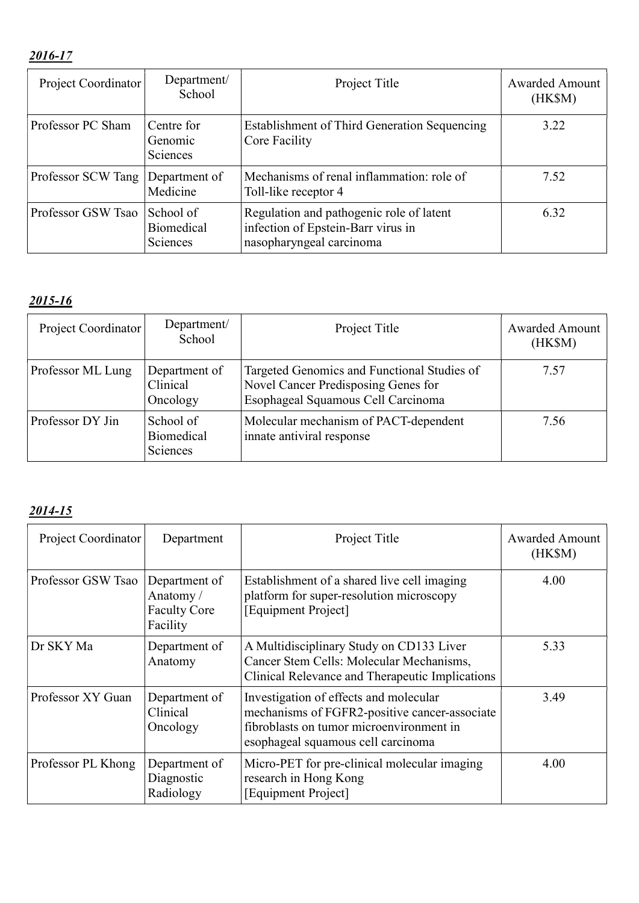***2016-17***

| Project Coordinator | Department/ School | Project Title | Awarded Amount (HK$M) |
|---|---|---|---|
| Professor PC Sham | Centre for Genomic Sciences | Establishment of Third Generation Sequencing Core Facility | 3.22 |
| Professor SCW Tang | Department of Medicine | Mechanisms of renal inflammation: role of Toll-like receptor 4 | 7.52 |
| Professor GSW Tsao | School of Biomedical Sciences | Regulation and pathogenic role of latent infection of Epstein-Barr virus in nasopharyngeal carcinoma | 6.32 |

***2015-16***

| Project Coordinator | Department/ School | Project Title | Awarded Amount (HK$M) |
|---|---|---|---|
| Professor ML Lung | Department of Clinical Oncology | Targeted Genomics and Functional Studies of Novel Cancer Predisposing Genes for Esophageal Squamous Cell Carcinoma | 7.57 |
| Professor DY Jin | School of Biomedical Sciences | Molecular mechanism of PACT-dependent innate antiviral response | 7.56 |

***2014-15***

| Project Coordinator | Department | Project Title | Awarded Amount (HK$M) |
|---|---|---|---|
| Professor GSW Tsao | Department of Anatomy / Faculty Core Facility | Establishment of a shared live cell imaging platform for super-resolution microscopy [Equipment Project] | 4.00 |
| Dr SKY Ma | Department of Anatomy | A Multidisciplinary Study on CD133 Liver Cancer Stem Cells: Molecular Mechanisms, Clinical Relevance and Therapeutic Implications | 5.33 |
| Professor XY Guan | Department of Clinical Oncology | Investigation of effects and molecular mechanisms of FGFR2-positive cancer-associate fibroblasts on tumor microenvironment in esophageal squamous cell carcinoma | 3.49 |
| Professor PL Khong | Department of Diagnostic Radiology | Micro-PET for pre-clinical molecular imaging research in Hong Kong [Equipment Project] | 4.00 |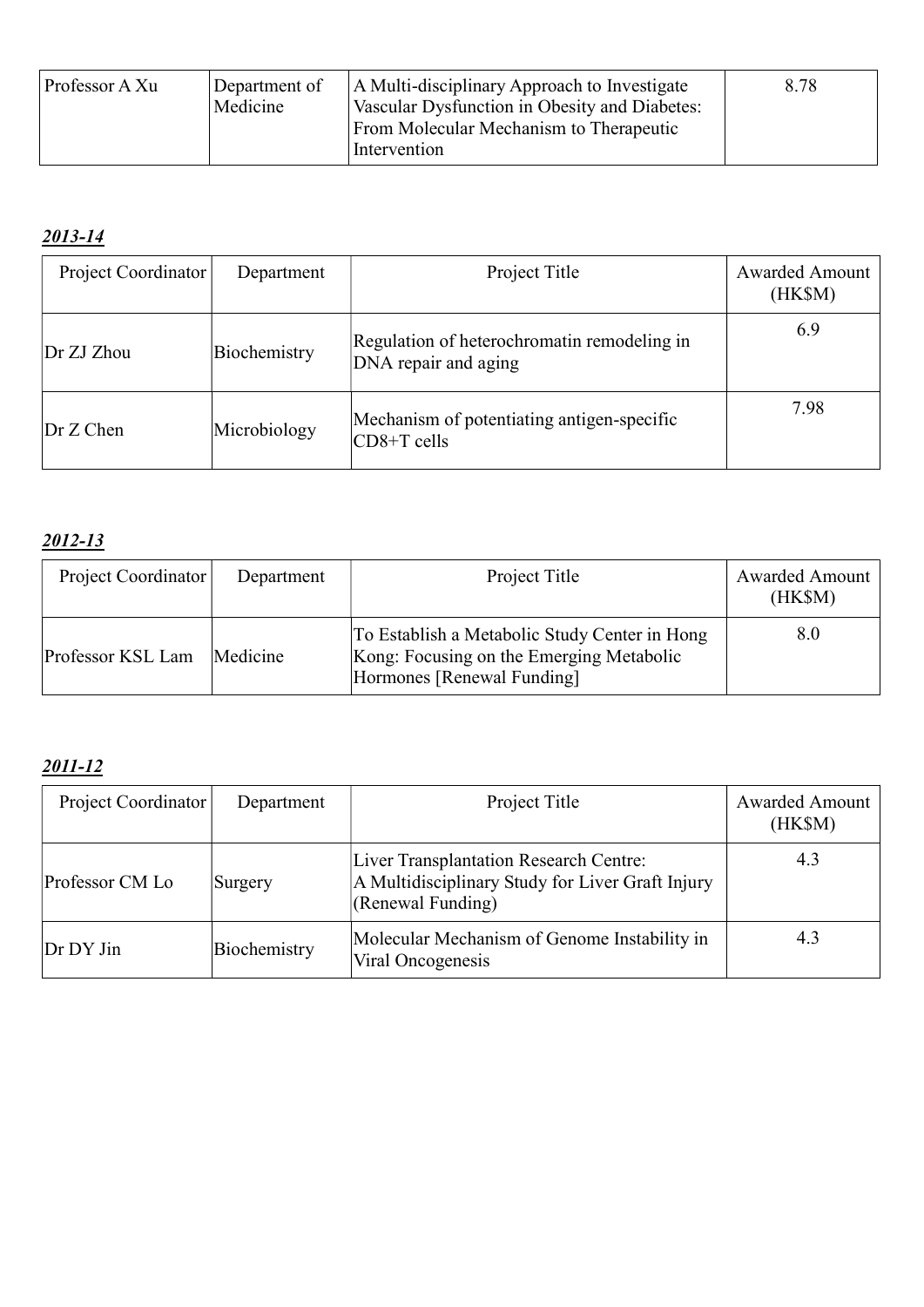| Professor A Xu | Department of Medicine | A Multi-disciplinary Approach to Investigate Vascular Dysfunction in Obesity and Diabetes: From Molecular Mechanism to Therapeutic Intervention | 8.78 |
|---|---|---|---|

***2013-14***

| Project Coordinator | Department | Project Title | Awarded Amount (HK$M) |
|---|---|---|---|
| Dr ZJ Zhou | Biochemistry | Regulation of heterochromatin remodeling in DNA repair and aging | 6.9 |
| Dr Z Chen | Microbiology | Mechanism of potentiating antigen-specific CD8+T cells | 7.98 |

***2012-13***

| Project Coordinator | Department | Project Title | Awarded Amount (HK$M) |
|---|---|---|---|
| Professor KSL Lam | Medicine | To Establish a Metabolic Study Center in Hong Kong: Focusing on the Emerging Metabolic Hormones [Renewal Funding] | 8.0 |

***2011-12***

| Project Coordinator | Department | Project Title | Awarded Amount (HK$M) |
|---|---|---|---|
| Professor CM Lo | Surgery | Liver Transplantation Research Centre: A Multidisciplinary Study for Liver Graft Injury (Renewal Funding) | 4.3 |
| Dr DY Jin | Biochemistry | Molecular Mechanism of Genome Instability in Viral Oncogenesis | 4.3 |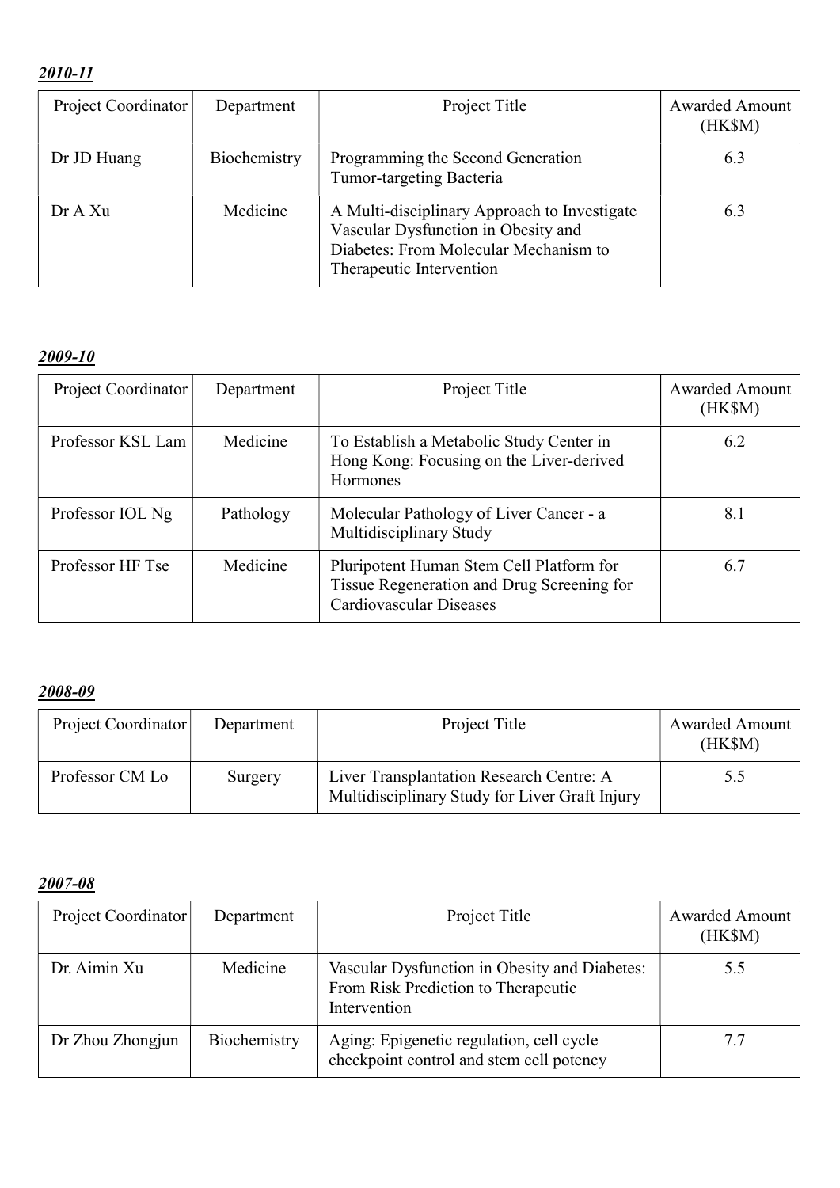***2010-11***

| Project Coordinator | Department | Project Title | Awarded Amount (HK$M) |
|---|---|---|---|
| Dr JD Huang | Biochemistry | Programming the Second Generation Tumor-targeting Bacteria | 6.3 |
| Dr A Xu | Medicine | A Multi-disciplinary Approach to Investigate Vascular Dysfunction in Obesity and Diabetes: From Molecular Mechanism to Therapeutic Intervention | 6.3 |

***2009-10***

| Project Coordinator | Department | Project Title | Awarded Amount (HK$M) |
|---|---|---|---|
| Professor KSL Lam | Medicine | To Establish a Metabolic Study Center in Hong Kong: Focusing on the Liver-derived Hormones | 6.2 |
| Professor IOL Ng | Pathology | Molecular Pathology of Liver Cancer - a Multidisciplinary Study | 8.1 |
| Professor HF Tse | Medicine | Pluripotent Human Stem Cell Platform for Tissue Regeneration and Drug Screening for Cardiovascular Diseases | 6.7 |

***2008-09***

| Project Coordinator | Department | Project Title | Awarded Amount (HK$M) |
|---|---|---|---|
| Professor CM Lo | Surgery | Liver Transplantation Research Centre: A Multidisciplinary Study for Liver Graft Injury | 5.5 |

***2007-08***

| Project Coordinator | Department | Project Title | Awarded Amount (HK$M) |
|---|---|---|---|
| Dr. Aimin Xu | Medicine | Vascular Dysfunction in Obesity and Diabetes: From Risk Prediction to Therapeutic Intervention | 5.5 |
| Dr Zhou Zhongjun | Biochemistry | Aging: Epigenetic regulation, cell cycle checkpoint control and stem cell potency | 7.7 |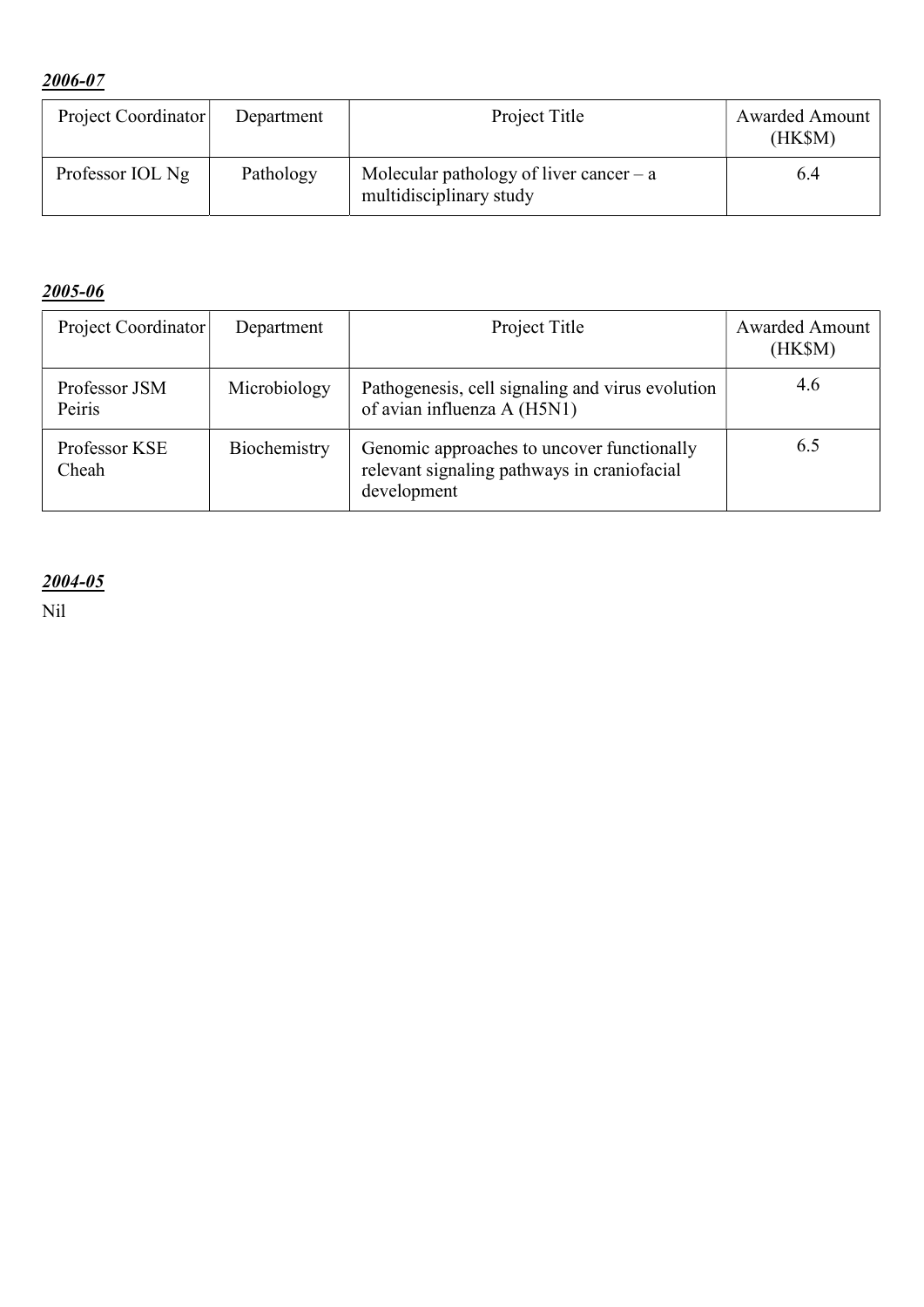***2006-07***

| Project Coordinator | Department | Project Title | Awarded Amount (HK$M) |
|---|---|---|---|
| Professor IOL Ng | Pathology | Molecular pathology of liver cancer – a multidisciplinary study | 6.4 |

***2005-06***

| Project Coordinator | Department | Project Title | Awarded Amount (HK$M) |
|---|---|---|---|
| Professor JSM Peiris | Microbiology | Pathogenesis, cell signaling and virus evolution of avian influenza A (H5N1) | 4.6 |
| Professor KSE Cheah | Biochemistry | Genomic approaches to uncover functionally relevant signaling pathways in craniofacial development | 6.5 |

***2004-05***

Nil